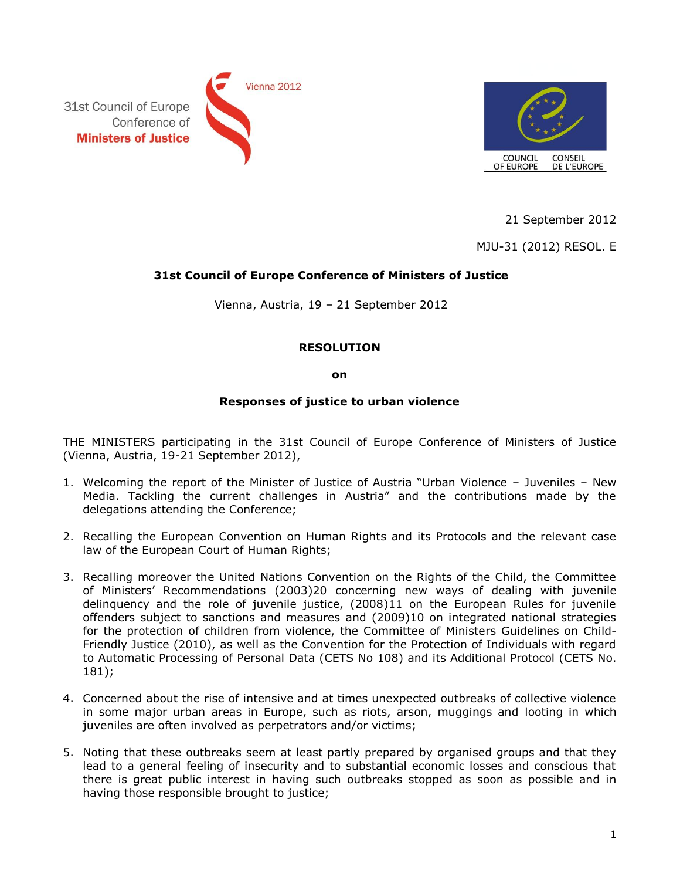31st Council of Europe Conference of **Ministers of Justice**

Vienna 2012

COUNCIL OF EUROPE CONSEIL DE L'EUROPE

21 September 2012

MJU-31 (2012) RESOL. E

**31st Council of Europe Conference of Ministers of Justice**

Vienna, Austria, 19 – 21 September 2012

**RESOLUTION**

**on**

**Responses of justice to urban violence**

THE MINISTERS participating in the 31st Council of Europe Conference of Ministers of Justice (Vienna, Austria, 19-21 September 2012),

1. Welcoming the report of the Minister of Justice of Austria "Urban Violence – Juveniles – New Media. Tackling the current challenges in Austria" and the contributions made by the delegations attending the Conference;

2. Recalling the European Convention on Human Rights and its Protocols and the relevant case law of the European Court of Human Rights;

3. Recalling moreover the United Nations Convention on the Rights of the Child, the Committee of Ministers' Recommendations (2003)20 concerning new ways of dealing with juvenile delinquency and the role of juvenile justice, (2008)11 on the European Rules for juvenile offenders subject to sanctions and measures and (2009)10 on integrated national strategies for the protection of children from violence, the Committee of Ministers Guidelines on Child-Friendly Justice (2010), as well as the Convention for the Protection of Individuals with regard to Automatic Processing of Personal Data (CETS No 108) and its Additional Protocol (CETS No. 181);

4. Concerned about the rise of intensive and at times unexpected outbreaks of collective violence in some major urban areas in Europe, such as riots, arson, muggings and looting in which juveniles are often involved as perpetrators and/or victims;

5. Noting that these outbreaks seem at least partly prepared by organised groups and that they lead to a general feeling of insecurity and to substantial economic losses and conscious that there is great public interest in having such outbreaks stopped as soon as possible and in having those responsible brought to justice;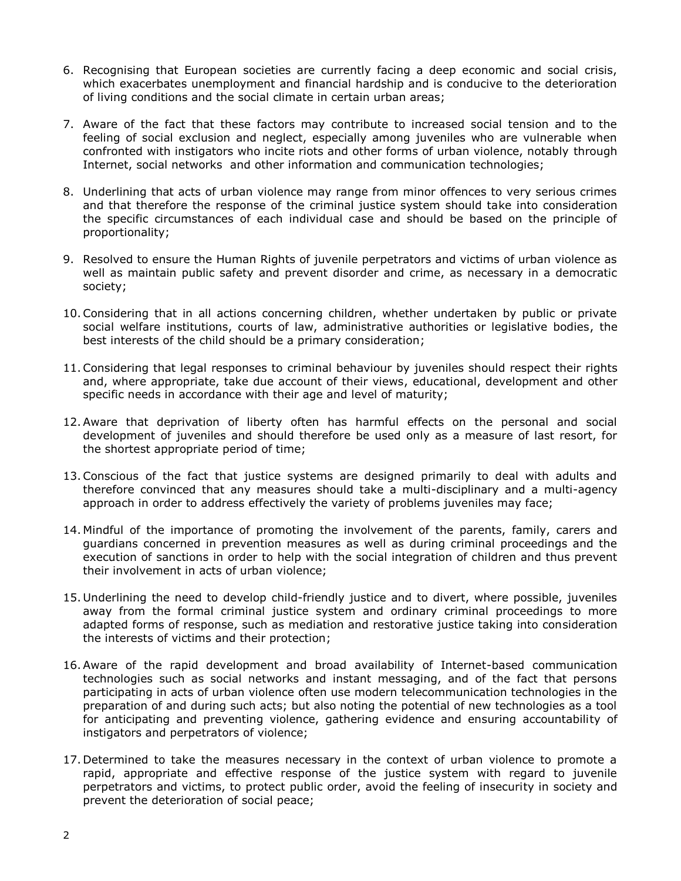6. Recognising that European societies are currently facing a deep economic and social crisis, which exacerbates unemployment and financial hardship and is conducive to the deterioration of living conditions and the social climate in certain urban areas;

7. Aware of the fact that these factors may contribute to increased social tension and to the feeling of social exclusion and neglect, especially among juveniles who are vulnerable when confronted with instigators who incite riots and other forms of urban violence, notably through Internet, social networks and other information and communication technologies;

8. Underlining that acts of urban violence may range from minor offences to very serious crimes and that therefore the response of the criminal justice system should take into consideration the specific circumstances of each individual case and should be based on the principle of proportionality;

9. Resolved to ensure the Human Rights of juvenile perpetrators and victims of urban violence as well as maintain public safety and prevent disorder and crime, as necessary in a democratic society;

10. Considering that in all actions concerning children, whether undertaken by public or private social welfare institutions, courts of law, administrative authorities or legislative bodies, the best interests of the child should be a primary consideration;

11. Considering that legal responses to criminal behaviour by juveniles should respect their rights and, where appropriate, take due account of their views, educational, development and other specific needs in accordance with their age and level of maturity;

12. Aware that deprivation of liberty often has harmful effects on the personal and social development of juveniles and should therefore be used only as a measure of last resort, for the shortest appropriate period of time;

13. Conscious of the fact that justice systems are designed primarily to deal with adults and therefore convinced that any measures should take a multi-disciplinary and a multi-agency approach in order to address effectively the variety of problems juveniles may face;

14. Mindful of the importance of promoting the involvement of the parents, family, carers and guardians concerned in prevention measures as well as during criminal proceedings and the execution of sanctions in order to help with the social integration of children and thus prevent their involvement in acts of urban violence;

15. Underlining the need to develop child-friendly justice and to divert, where possible, juveniles away from the formal criminal justice system and ordinary criminal proceedings to more adapted forms of response, such as mediation and restorative justice taking into consideration the interests of victims and their protection;

16. Aware of the rapid development and broad availability of Internet-based communication technologies such as social networks and instant messaging, and of the fact that persons participating in acts of urban violence often use modern telecommunication technologies in the preparation of and during such acts; but also noting the potential of new technologies as a tool for anticipating and preventing violence, gathering evidence and ensuring accountability of instigators and perpetrators of violence;

17. Determined to take the measures necessary in the context of urban violence to promote a rapid, appropriate and effective response of the justice system with regard to juvenile perpetrators and victims, to protect public order, avoid the feeling of insecurity in society and prevent the deterioration of social peace;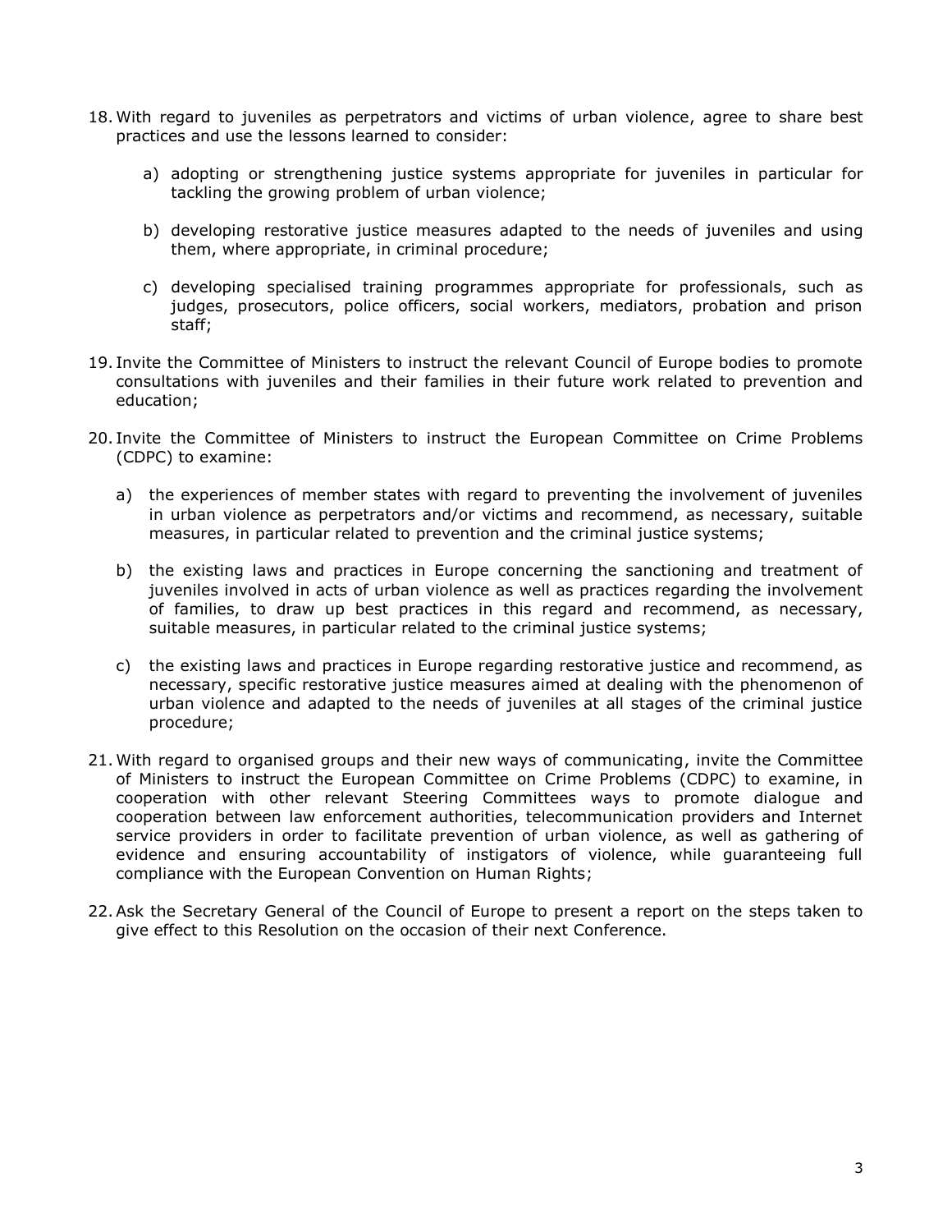18. With regard to juveniles as perpetrators and victims of urban violence, agree to share best practices and use the lessons learned to consider:

    a) adopting or strengthening justice systems appropriate for juveniles in particular for tackling the growing problem of urban violence;

    b) developing restorative justice measures adapted to the needs of juveniles and using them, where appropriate, in criminal procedure;

    c) developing specialised training programmes appropriate for professionals, such as judges, prosecutors, police officers, social workers, mediators, probation and prison staff;

19. Invite the Committee of Ministers to instruct the relevant Council of Europe bodies to promote consultations with juveniles and their families in their future work related to prevention and education;

20. Invite the Committee of Ministers to instruct the European Committee on Crime Problems (CDPC) to examine:

    a) the experiences of member states with regard to preventing the involvement of juveniles in urban violence as perpetrators and/or victims and recommend, as necessary, suitable measures, in particular related to prevention and the criminal justice systems;

    b) the existing laws and practices in Europe concerning the sanctioning and treatment of juveniles involved in acts of urban violence as well as practices regarding the involvement of families, to draw up best practices in this regard and recommend, as necessary, suitable measures, in particular related to the criminal justice systems;

    c) the existing laws and practices in Europe regarding restorative justice and recommend, as necessary, specific restorative justice measures aimed at dealing with the phenomenon of urban violence and adapted to the needs of juveniles at all stages of the criminal justice procedure;

21. With regard to organised groups and their new ways of communicating, invite the Committee of Ministers to instruct the European Committee on Crime Problems (CDPC) to examine, in cooperation with other relevant Steering Committees ways to promote dialogue and cooperation between law enforcement authorities, telecommunication providers and Internet service providers in order to facilitate prevention of urban violence, as well as gathering of evidence and ensuring accountability of instigators of violence, while guaranteeing full compliance with the European Convention on Human Rights;

22. Ask the Secretary General of the Council of Europe to present a report on the steps taken to give effect to this Resolution on the occasion of their next Conference.